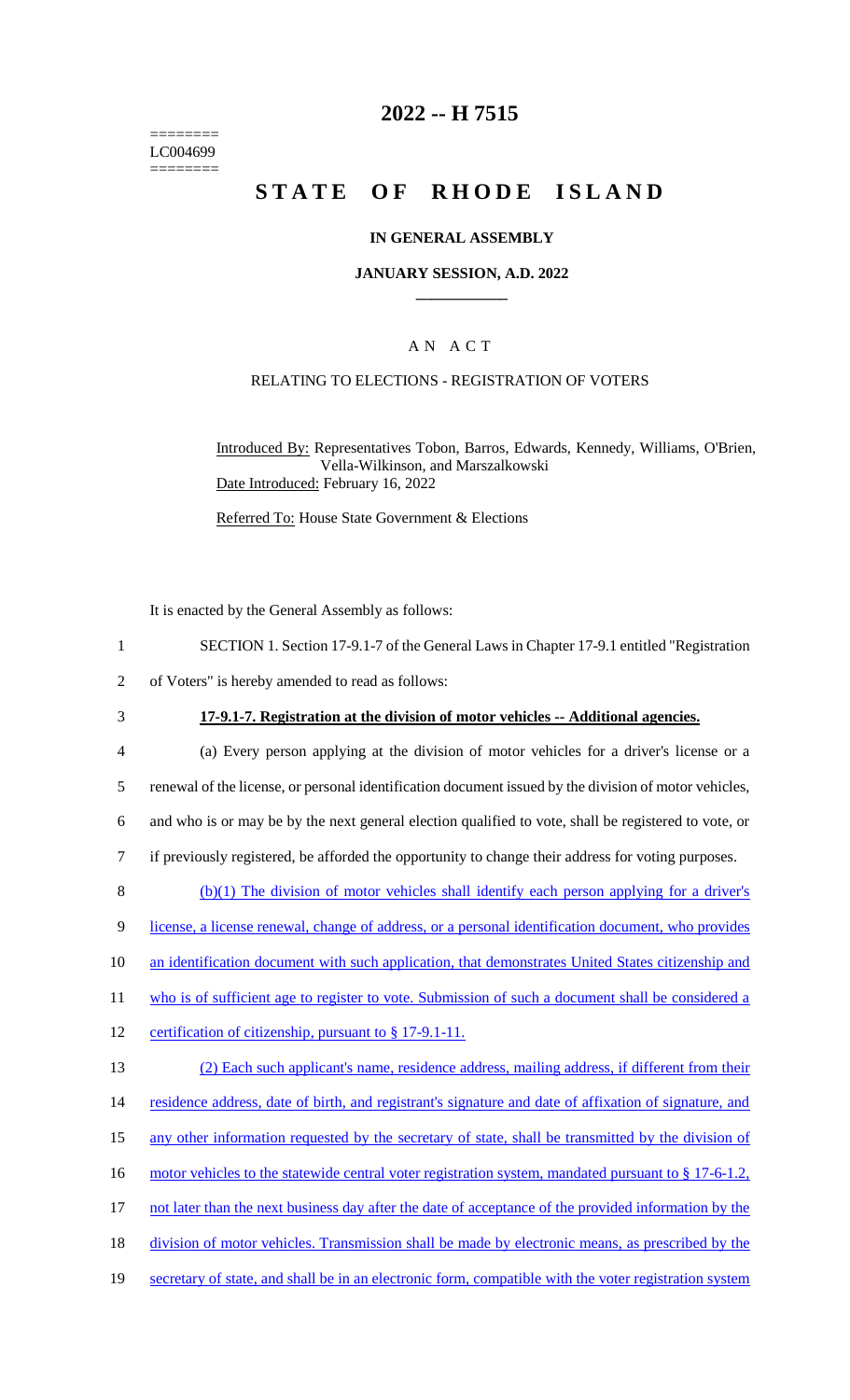========
LC004699
========

# 2022 -- H 7515

# STATE OF RHODE ISLAND

## IN GENERAL ASSEMBLY

### JANUARY SESSION, A.D. 2022

## A N A C T

RELATING TO ELECTIONS - REGISTRATION OF VOTERS

Introduced By: Representatives Tobon, Barros, Edwards, Kennedy, Williams, O'Brien, Vella-Wilkinson, and Marszalkowski
Date Introduced: February 16, 2022

Referred To: House State Government & Elections

It is enacted by the General Assembly as follows:

1 SECTION 1. Section 17-9.1-7 of the General Laws in Chapter 17-9.1 entitled "Registration
2 of Voters" is hereby amended to read as follows:

3 **17-9.1-7. Registration at the division of motor vehicles -- Additional agencies.**

4 (a) Every person applying at the division of motor vehicles for a driver's license or a
5 renewal of the license, or personal identification document issued by the division of motor vehicles,
6 and who is or may be by the next general election qualified to vote, shall be registered to vote, or
7 if previously registered, be afforded the opportunity to change their address for voting purposes.

8 (b)(1) The division of motor vehicles shall identify each person applying for a driver's
9 license, a license renewal, change of address, or a personal identification document, who provides
10 an identification document with such application, that demonstrates United States citizenship and
11 who is of sufficient age to register to vote. Submission of such a document shall be considered a
12 certification of citizenship, pursuant to § 17-9.1-11.

13 (2) Each such applicant's name, residence address, mailing address, if different from their
14 residence address, date of birth, and registrant's signature and date of affixation of signature, and
15 any other information requested by the secretary of state, shall be transmitted by the division of
16 motor vehicles to the statewide central voter registration system, mandated pursuant to § 17-6-1.2,
17 not later than the next business day after the date of acceptance of the provided information by the
18 division of motor vehicles. Transmission shall be made by electronic means, as prescribed by the
19 secretary of state, and shall be in an electronic form, compatible with the voter registration system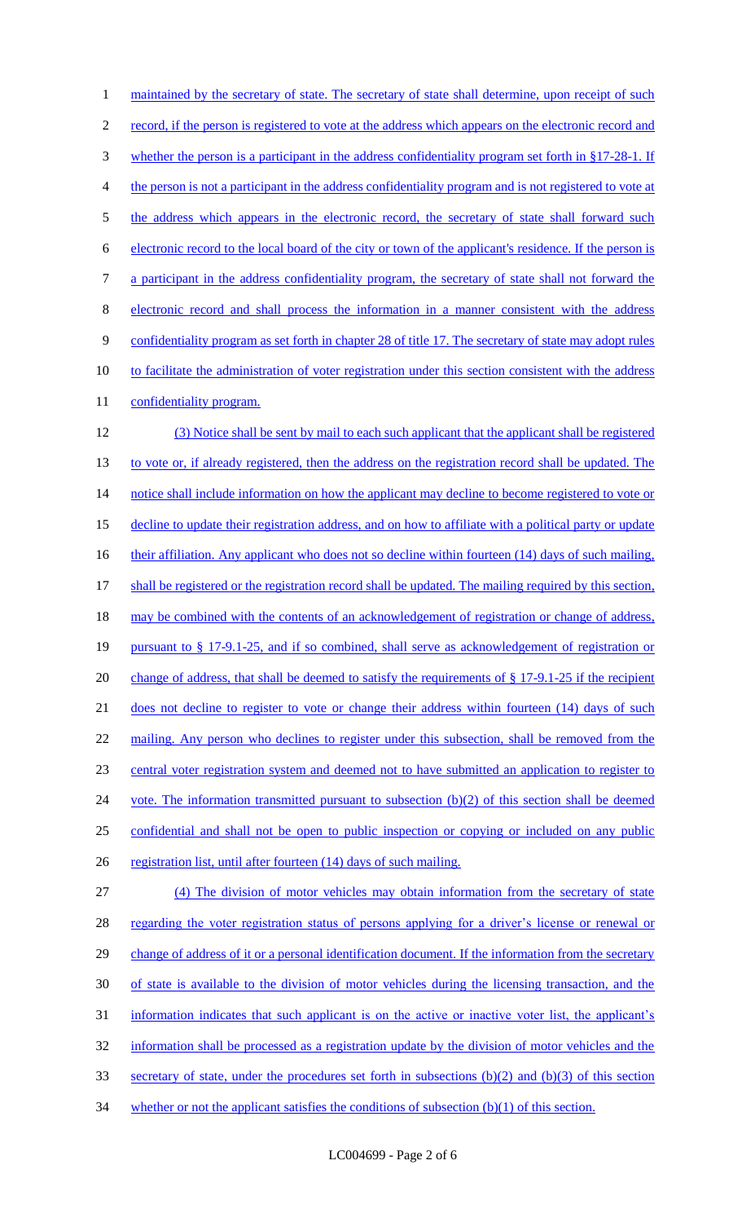maintained by the secretary of state. The secretary of state shall determine, upon receipt of such record, if the person is registered to vote at the address which appears on the electronic record and whether the person is a participant in the address confidentiality program set forth in §17-28-1. If the person is not a participant in the address confidentiality program and is not registered to vote at the address which appears in the electronic record, the secretary of state shall forward such electronic record to the local board of the city or town of the applicant's residence. If the person is a participant in the address confidentiality program, the secretary of state shall not forward the electronic record and shall process the information in a manner consistent with the address confidentiality program as set forth in chapter 28 of title 17. The secretary of state may adopt rules to facilitate the administration of voter registration under this section consistent with the address confidentiality program.

(3) Notice shall be sent by mail to each such applicant that the applicant shall be registered to vote or, if already registered, then the address on the registration record shall be updated. The notice shall include information on how the applicant may decline to become registered to vote or decline to update their registration address, and on how to affiliate with a political party or update their affiliation. Any applicant who does not so decline within fourteen (14) days of such mailing, shall be registered or the registration record shall be updated. The mailing required by this section, may be combined with the contents of an acknowledgement of registration or change of address, pursuant to § 17-9.1-25, and if so combined, shall serve as acknowledgement of registration or change of address, that shall be deemed to satisfy the requirements of § 17-9.1-25 if the recipient does not decline to register to vote or change their address within fourteen (14) days of such mailing. Any person who declines to register under this subsection, shall be removed from the central voter registration system and deemed not to have submitted an application to register to vote. The information transmitted pursuant to subsection (b)(2) of this section shall be deemed confidential and shall not be open to public inspection or copying or included on any public registration list, until after fourteen (14) days of such mailing.

(4) The division of motor vehicles may obtain information from the secretary of state regarding the voter registration status of persons applying for a driver's license or renewal or change of address of it or a personal identification document. If the information from the secretary of state is available to the division of motor vehicles during the licensing transaction, and the information indicates that such applicant is on the active or inactive voter list, the applicant's information shall be processed as a registration update by the division of motor vehicles and the secretary of state, under the procedures set forth in subsections (b)(2) and (b)(3) of this section whether or not the applicant satisfies the conditions of subsection (b)(1) of this section.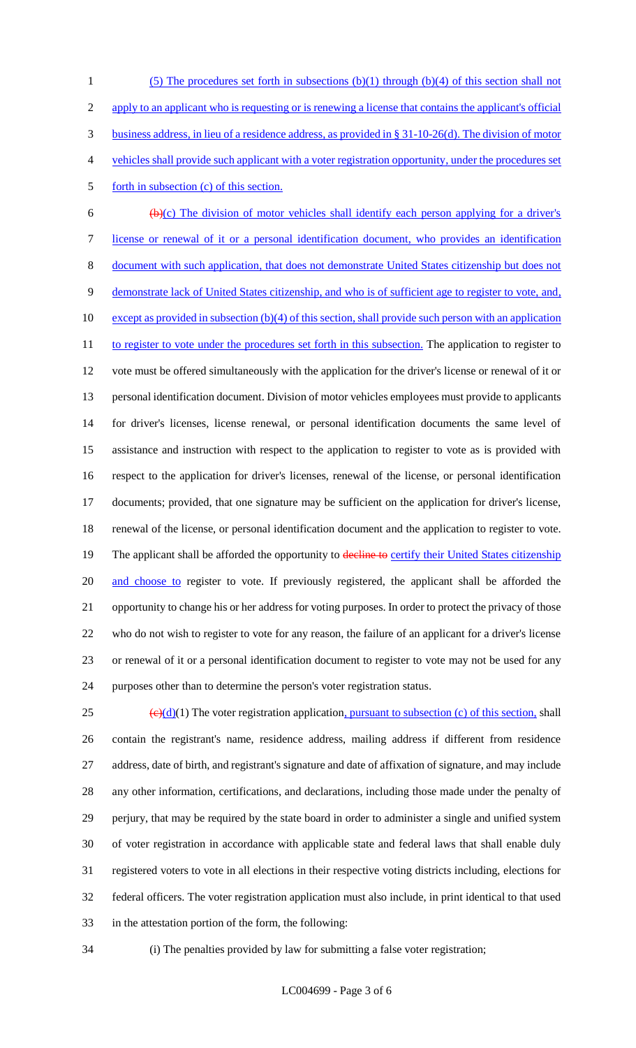(5) The procedures set forth in subsections (b)(1) through (b)(4) of this section shall not apply to an applicant who is requesting or is renewing a license that contains the applicant's official business address, in lieu of a residence address, as provided in § 31-10-26(d). The division of motor vehicles shall provide such applicant with a voter registration opportunity, under the procedures set forth in subsection (c) of this section.

~~(b)~~(c) The division of motor vehicles shall identify each person applying for a driver's license or renewal of it or a personal identification document, who provides an identification document with such application, that does not demonstrate United States citizenship but does not demonstrate lack of United States citizenship, and who is of sufficient age to register to vote, and, except as provided in subsection (b)(4) of this section, shall provide such person with an application to register to vote under the procedures set forth in this subsection. The application to register to vote must be offered simultaneously with the application for the driver's license or renewal of it or personal identification document. Division of motor vehicles employees must provide to applicants for driver's licenses, license renewal, or personal identification documents the same level of assistance and instruction with respect to the application to register to vote as is provided with respect to the application for driver's licenses, renewal of the license, or personal identification documents; provided, that one signature may be sufficient on the application for driver's license, renewal of the license, or personal identification document and the application to register to vote. The applicant shall be afforded the opportunity to ~~decline to~~ certify their United States citizenship and choose to register to vote. If previously registered, the applicant shall be afforded the opportunity to change his or her address for voting purposes. In order to protect the privacy of those who do not wish to register to vote for any reason, the failure of an applicant for a driver's license or renewal of it or a personal identification document to register to vote may not be used for any purposes other than to determine the person's voter registration status.

~~(c)~~(d)(1) The voter registration application, pursuant to subsection (c) of this section, shall contain the registrant's name, residence address, mailing address if different from residence address, date of birth, and registrant's signature and date of affixation of signature, and may include any other information, certifications, and declarations, including those made under the penalty of perjury, that may be required by the state board in order to administer a single and unified system of voter registration in accordance with applicable state and federal laws that shall enable duly registered voters to vote in all elections in their respective voting districts including, elections for federal officers. The voter registration application must also include, in print identical to that used in the attestation portion of the form, the following:

(i) The penalties provided by law for submitting a false voter registration;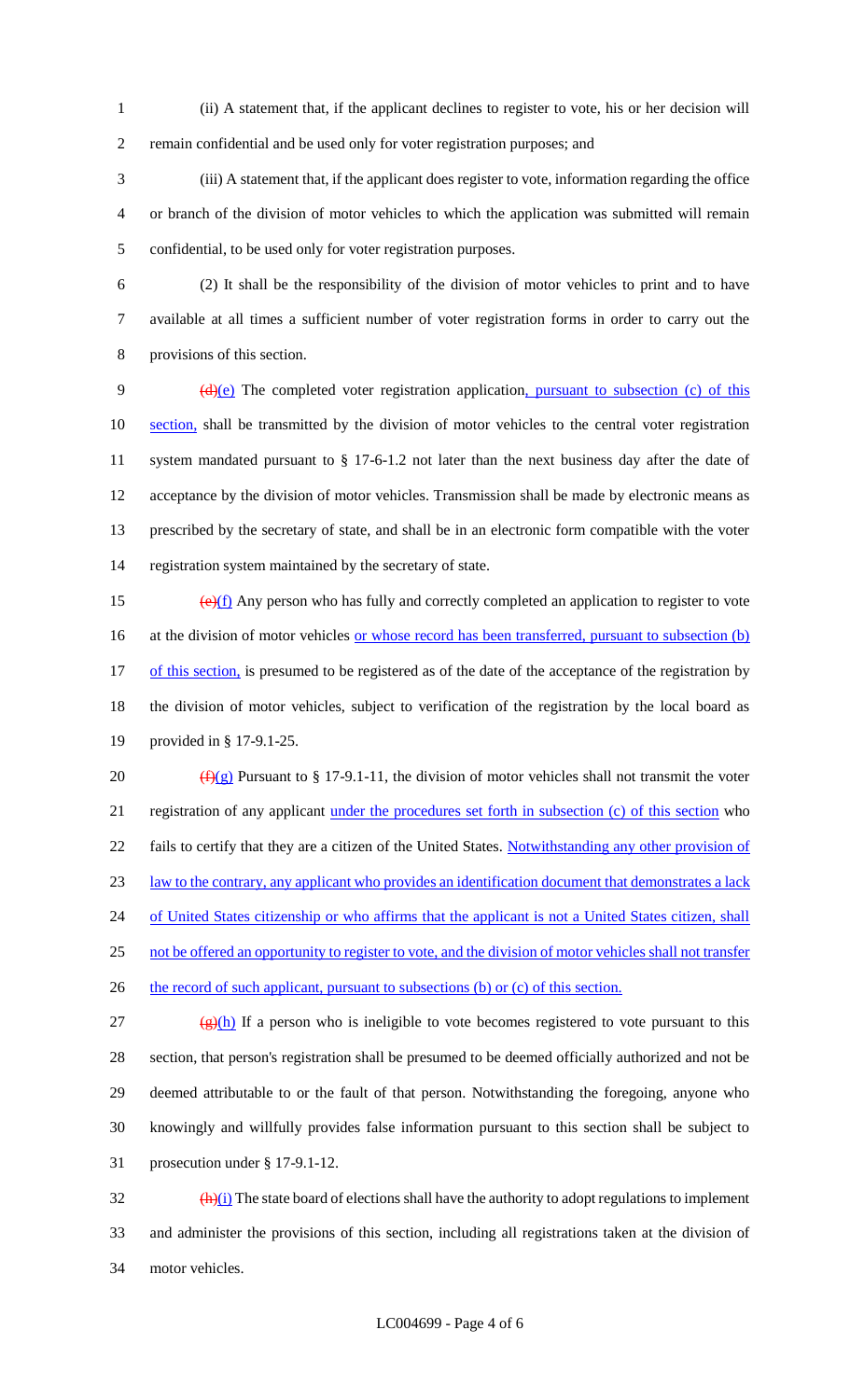(ii) A statement that, if the applicant declines to register to vote, his or her decision will remain confidential and be used only for voter registration purposes; and

(iii) A statement that, if the applicant does register to vote, information regarding the office or branch of the division of motor vehicles to which the application was submitted will remain confidential, to be used only for voter registration purposes.

(2) It shall be the responsibility of the division of motor vehicles to print and to have available at all times a sufficient number of voter registration forms in order to carry out the provisions of this section.

~~(d)~~(e) The completed voter registration application, pursuant to subsection (c) of this section, shall be transmitted by the division of motor vehicles to the central voter registration system mandated pursuant to § 17-6-1.2 not later than the next business day after the date of acceptance by the division of motor vehicles. Transmission shall be made by electronic means as prescribed by the secretary of state, and shall be in an electronic form compatible with the voter registration system maintained by the secretary of state.

~~(e)~~(f) Any person who has fully and correctly completed an application to register to vote at the division of motor vehicles or whose record has been transferred, pursuant to subsection (b) of this section, is presumed to be registered as of the date of the acceptance of the registration by the division of motor vehicles, subject to verification of the registration by the local board as provided in § 17-9.1-25.

~~(f)~~(g) Pursuant to § 17-9.1-11, the division of motor vehicles shall not transmit the voter registration of any applicant under the procedures set forth in subsection (c) of this section who fails to certify that they are a citizen of the United States. Notwithstanding any other provision of law to the contrary, any applicant who provides an identification document that demonstrates a lack of United States citizenship or who affirms that the applicant is not a United States citizen, shall not be offered an opportunity to register to vote, and the division of motor vehicles shall not transfer the record of such applicant, pursuant to subsections (b) or (c) of this section.

~~(g)~~(h) If a person who is ineligible to vote becomes registered to vote pursuant to this section, that person's registration shall be presumed to be deemed officially authorized and not be deemed attributable to or the fault of that person. Notwithstanding the foregoing, anyone who knowingly and willfully provides false information pursuant to this section shall be subject to prosecution under § 17-9.1-12.

~~(h)~~(i) The state board of elections shall have the authority to adopt regulations to implement and administer the provisions of this section, including all registrations taken at the division of motor vehicles.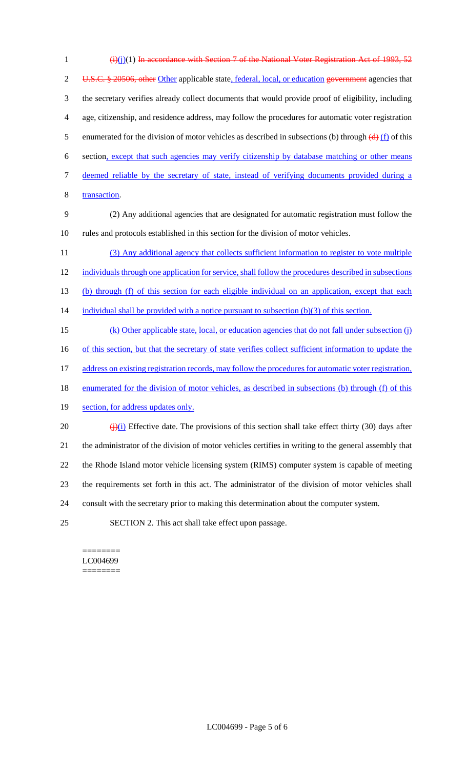~~(i)~~(j)(1) ~~In accordance with Section 7 of the National Voter Registration Act of 1993, 52 U.S.C. § 20506, other~~ Other applicable state, federal, local, or education ~~government~~ agencies that the secretary verifies already collect documents that would provide proof of eligibility, including age, citizenship, and residence address, may follow the procedures for automatic voter registration enumerated for the division of motor vehicles as described in subsections (b) through ~~(d)~~ (f) of this section, except that such agencies may verify citizenship by database matching or other means deemed reliable by the secretary of state, instead of verifying documents provided during a transaction.

(2) Any additional agencies that are designated for automatic registration must follow the rules and protocols established in this section for the division of motor vehicles.

(3) Any additional agency that collects sufficient information to register to vote multiple individuals through one application for service, shall follow the procedures described in subsections (b) through (f) of this section for each eligible individual on an application, except that each individual shall be provided with a notice pursuant to subsection (b)(3) of this section.

(k) Other applicable state, local, or education agencies that do not fall under subsection (j) of this section, but that the secretary of state verifies collect sufficient information to update the address on existing registration records, may follow the procedures for automatic voter registration, enumerated for the division of motor vehicles, as described in subsections (b) through (f) of this section, for address updates only.

~~(j)~~(l) Effective date. The provisions of this section shall take effect thirty (30) days after the administrator of the division of motor vehicles certifies in writing to the general assembly that the Rhode Island motor vehicle licensing system (RIMS) computer system is capable of meeting the requirements set forth in this act. The administrator of the division of motor vehicles shall consult with the secretary prior to making this determination about the computer system.

SECTION 2. This act shall take effect upon passage.

========
LC004699
========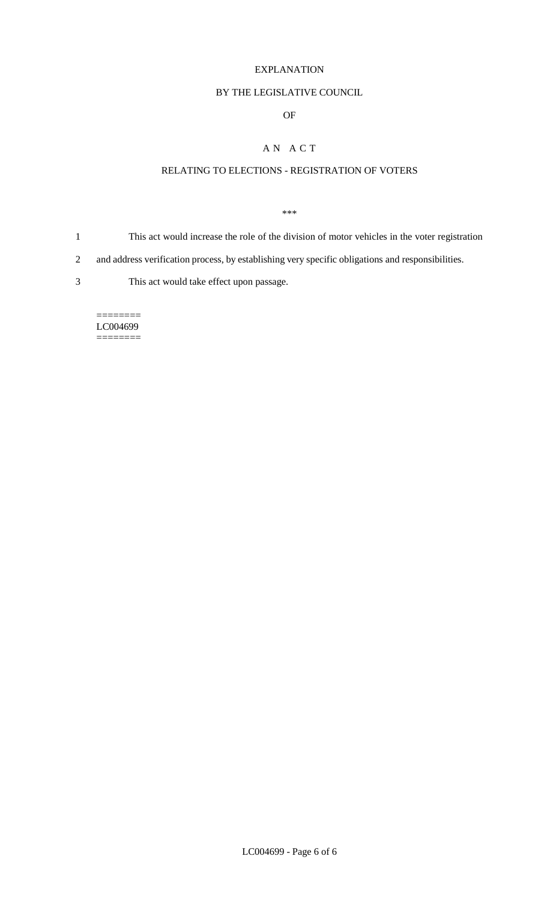EXPLANATION

BY THE LEGISLATIVE COUNCIL

OF

A N A C T

RELATING TO ELECTIONS - REGISTRATION OF VOTERS

\*\*\*

1 This act would increase the role of the division of motor vehicles in the voter registration

2 and address verification process, by establishing very specific obligations and responsibilities.

3 This act would take effect upon passage.

========
LC004699
========